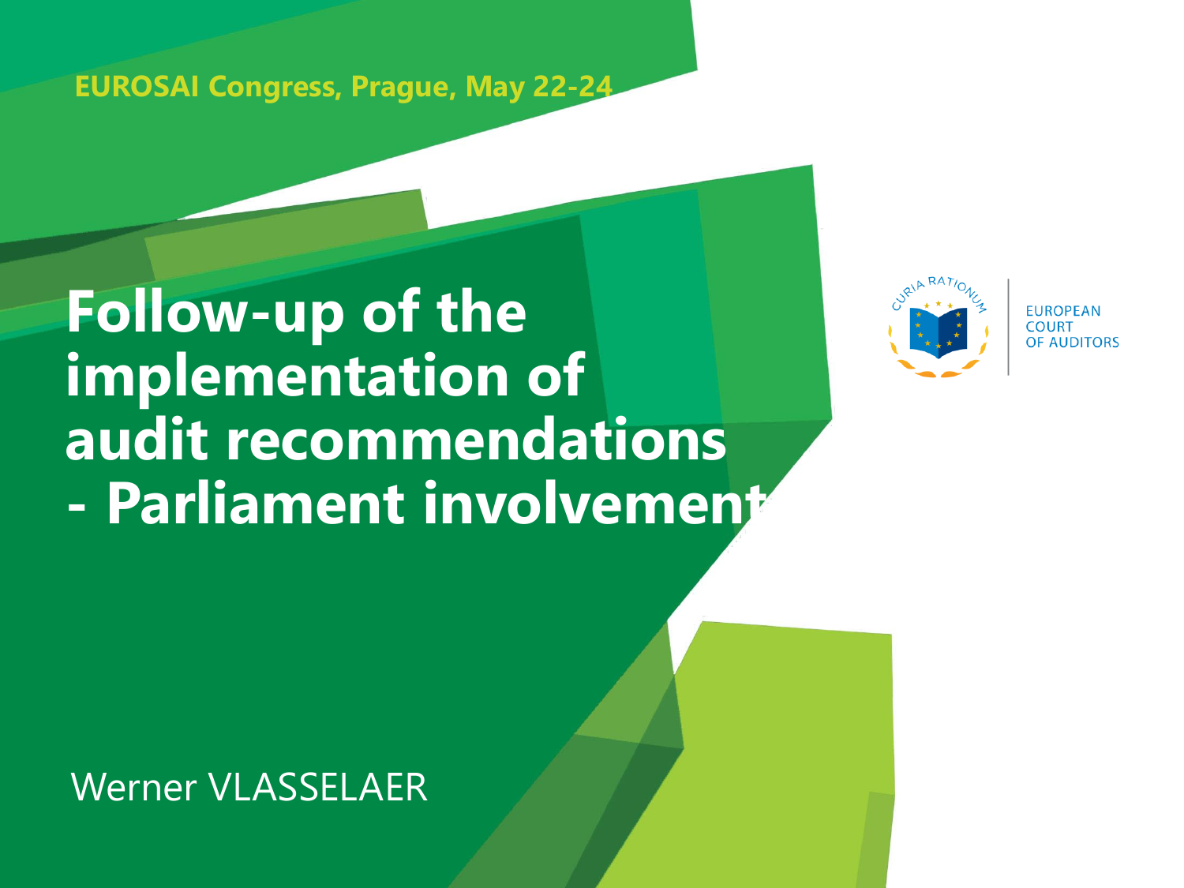EUROSAI Congress, Prague, May 22-24

# Follow-up of the implementation of audit recommendations - Parliament involvement

CURIA RATIONUM

EUROPEAN COURT OF AUDITORS

Werner VLASSELAER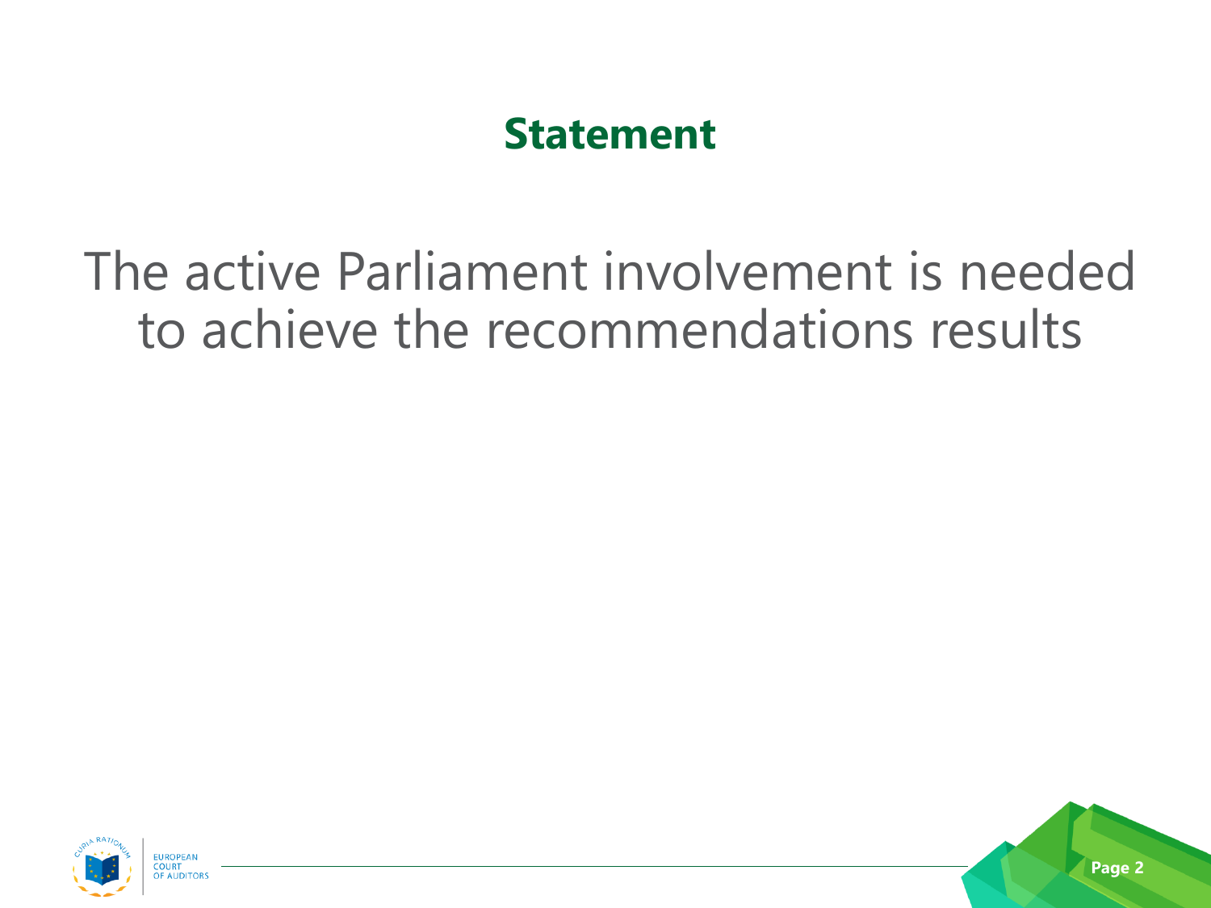# Statement

The active Parliament involvement is needed to achieve the recommendations results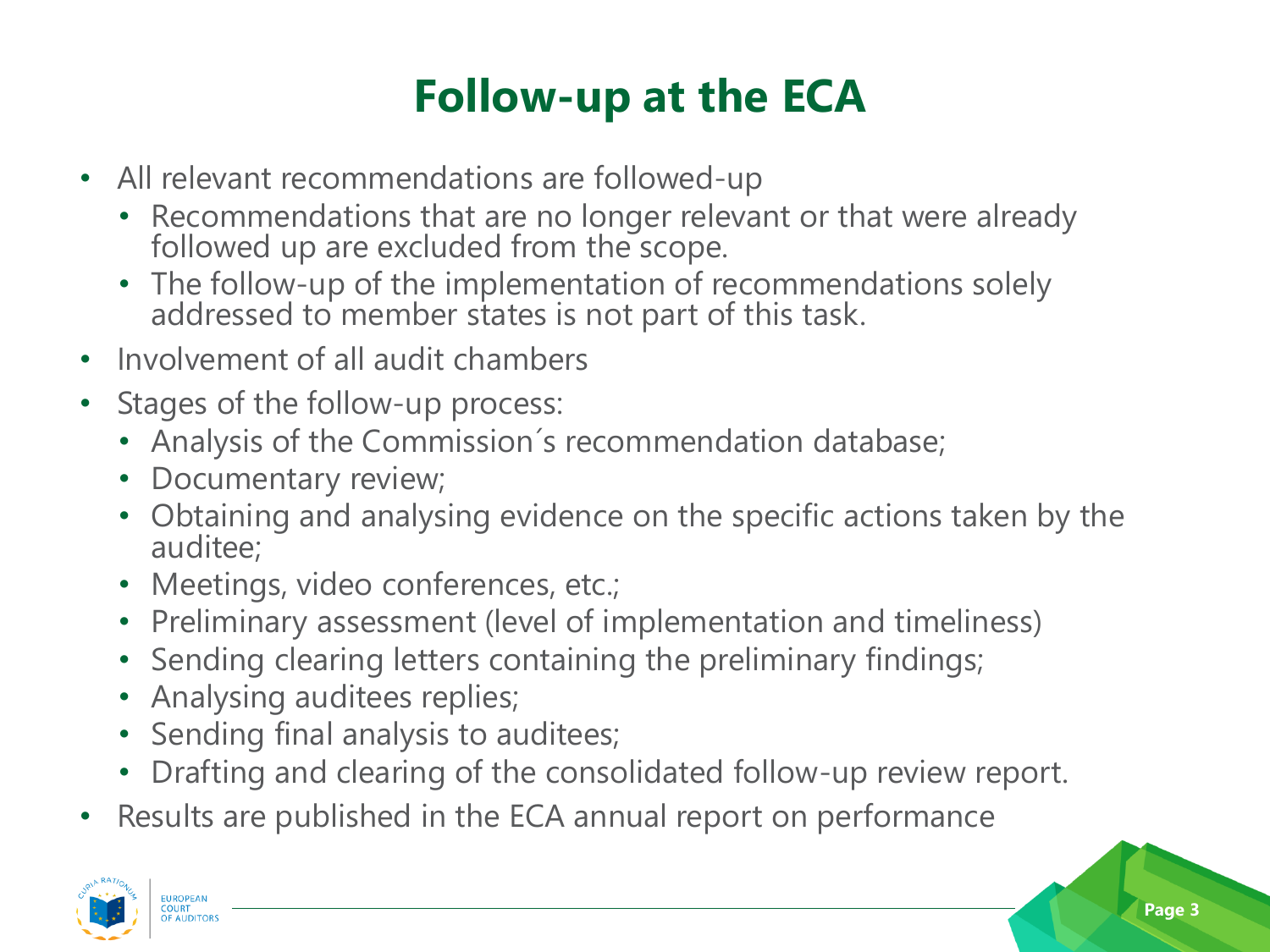# Follow-up at the ECA

- All relevant recommendations are followed-up
  - Recommendations that are no longer relevant or that were already followed up are excluded from the scope.
  - The follow-up of the implementation of recommendations solely addressed to member states is not part of this task.
- Involvement of all audit chambers
- Stages of the follow-up process:
  - Analysis of the Commission´s recommendation database;
  - Documentary review;
  - Obtaining and analysing evidence on the specific actions taken by the auditee;
  - Meetings, video conferences, etc.;
  - Preliminary assessment (level of implementation and timeliness)
  - Sending clearing letters containing the preliminary findings;
  - Analysing auditees replies;
  - Sending final analysis to auditees;
  - Drafting and clearing of the consolidated follow-up review report.
- Results are published in the ECA annual report on performance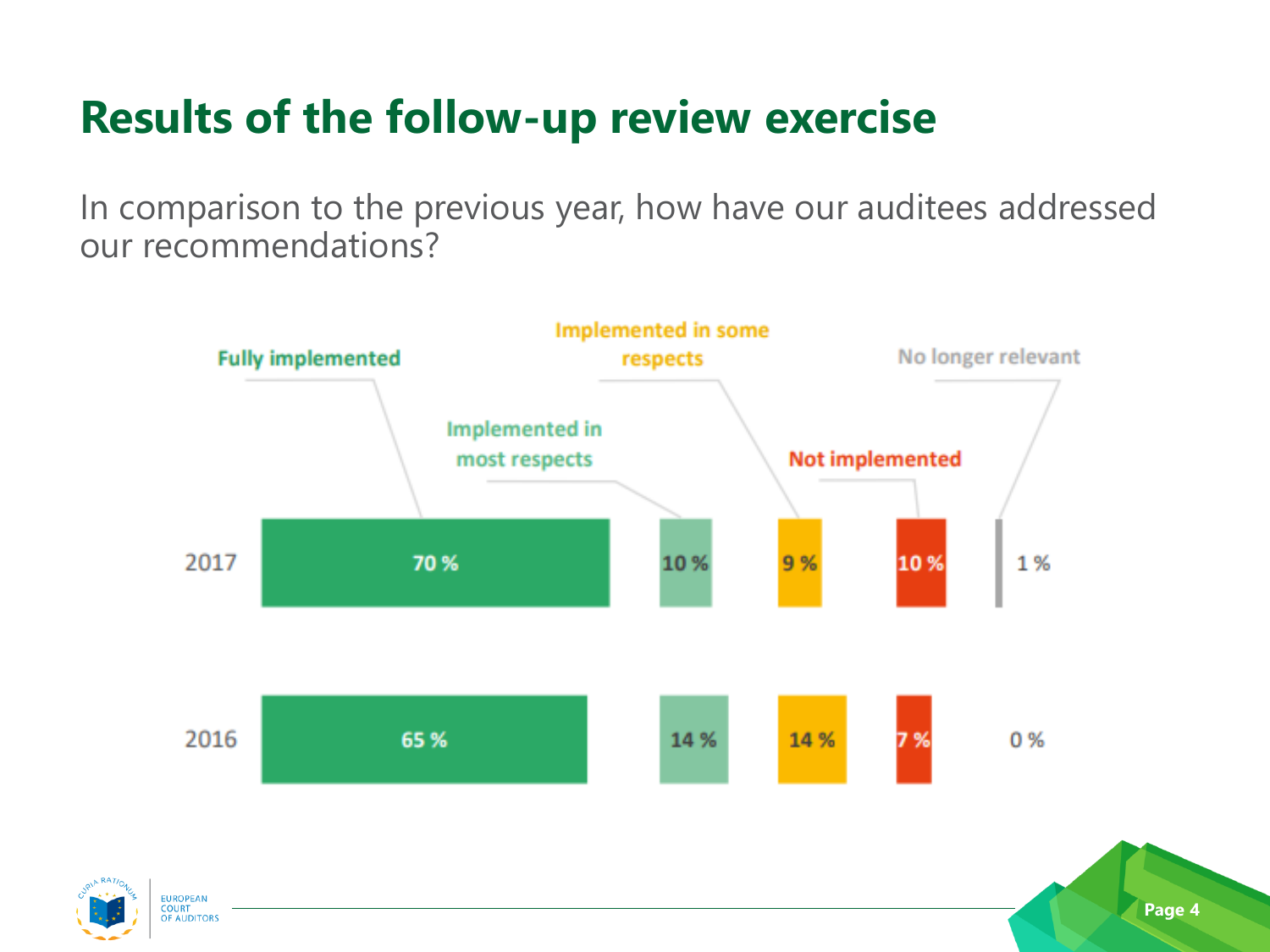# Results of the follow-up review exercise

In comparison to the previous year, how have our auditees addressed our recommendations?

| | Fully implemented | Implemented in most respects | Implemented in some respects | Not implemented | No longer relevant |
|---|---|---|---|---|---|
| 2017 | 70 % | 10 % | 9 % | 10 % | 1 % |
| 2016 | 65 % | 14 % | 14 % | 7 % | 0 % |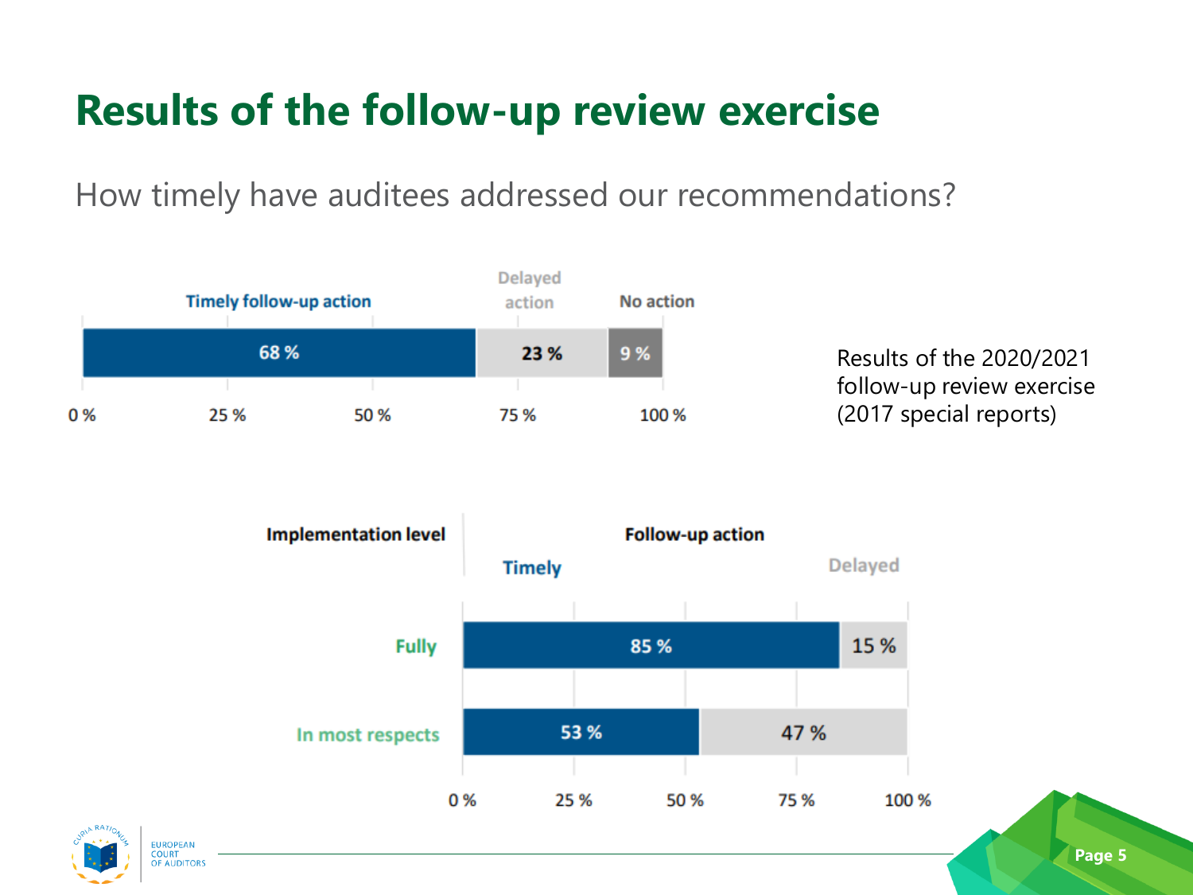# Results of the follow-up review exercise

How timely have auditees addressed our recommendations?

| Timely follow-up action | Delayed action | No action |
|---|---|---|
| 68 % | 23 % | 9 % |

Results of the 2020/2021 follow-up review exercise (2017 special reports)

| Implementation level | Follow-up action: Timely | Follow-up action: Delayed |
|---|---|---|
| Fully | 85 % | 15 % |
| In most respects | 53 % | 47 % |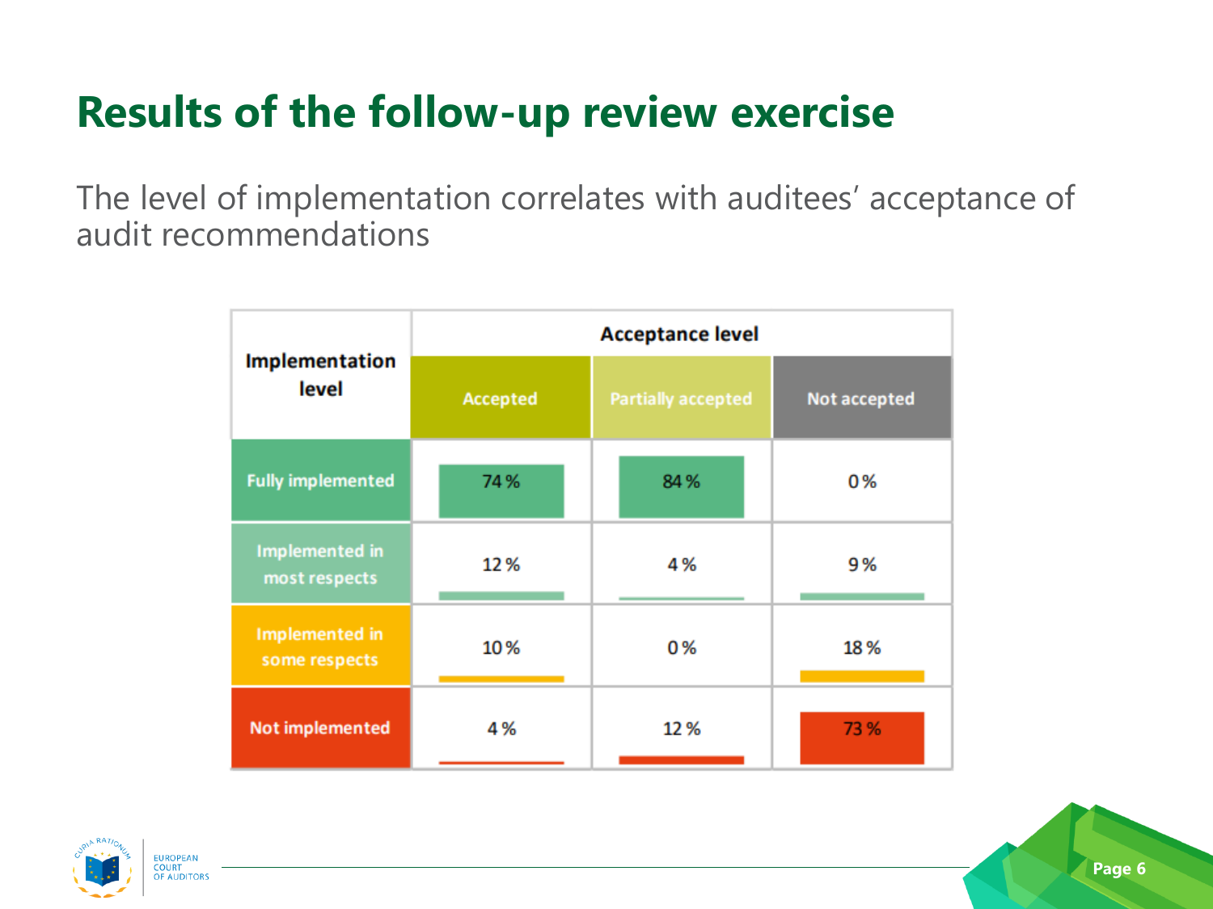# Results of the follow-up review exercise

The level of implementation correlates with auditees' acceptance of audit recommendations

| Implementation level | Acceptance level | | |
|---|---|---|---|
| | Accepted | Partially accepted | Not accepted |
| Fully implemented | 74 % | 84 % | 0 % |
| Implemented in most respects | 12 % | 4 % | 9 % |
| Implemented in some respects | 10 % | 0 % | 18 % |
| Not implemented | 4 % | 12 % | 73 % |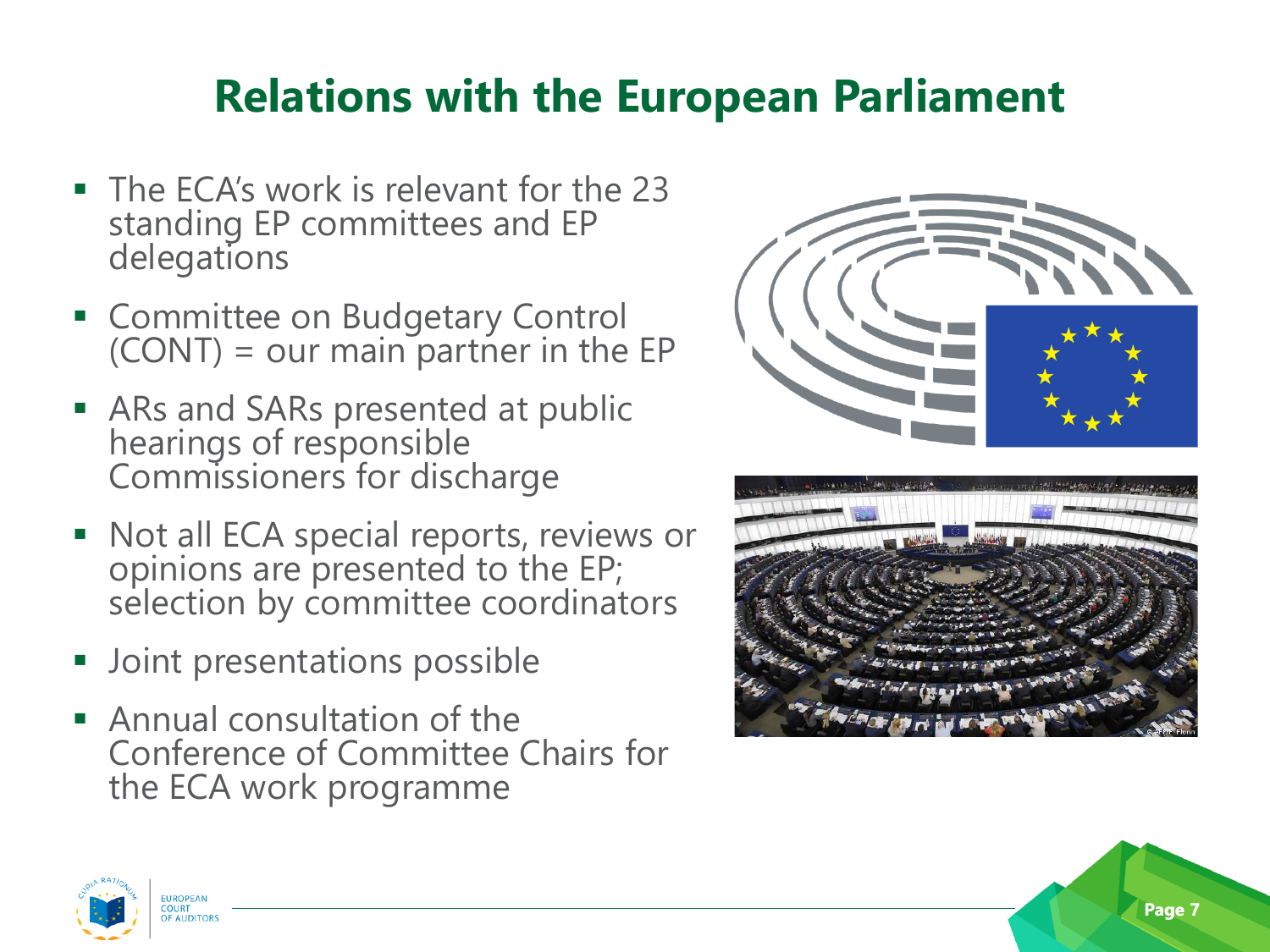# Relations with the European Parliament

- The ECA's work is relevant for the 23 standing EP committees and EP delegations
- Committee on Budgetary Control (CONT) = our main partner in the EP
- ARs and SARs presented at public hearings of responsible Commissioners for discharge
- Not all ECA special reports, reviews or opinions are presented to the EP; selection by committee coordinators
- Joint presentations possible
- Annual consultation of the Conference of Committee Chairs for the ECA work programme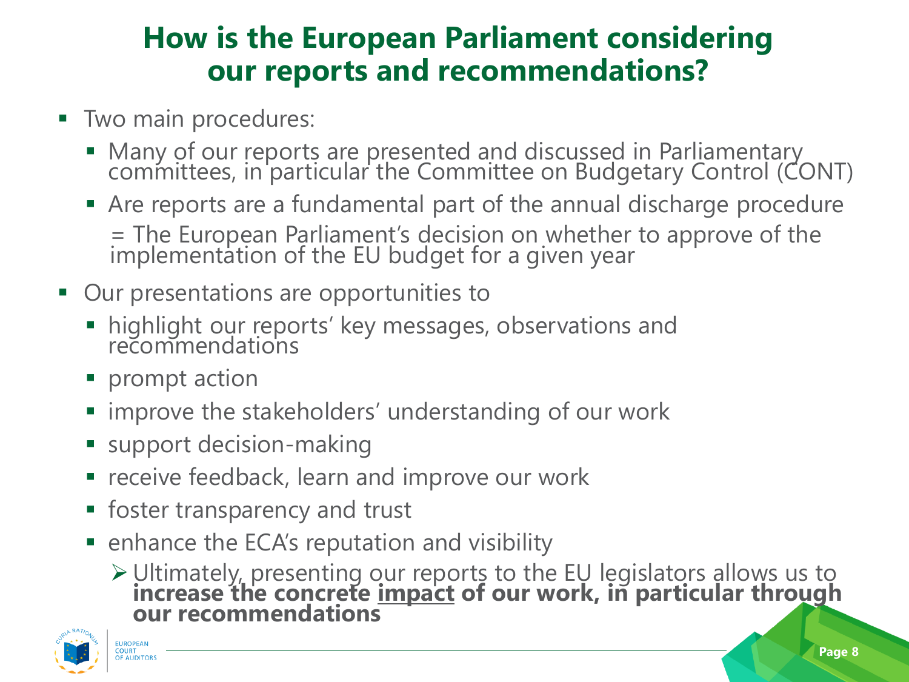# How is the European Parliament considering our reports and recommendations?

- Two main procedures:
  - Many of our reports are presented and discussed in Parliamentary committees, in particular the Committee on Budgetary Control (CONT)
  - Are reports are a fundamental part of the annual discharge procedure
    
    = The European Parliament's decision on whether to approve of the implementation of the EU budget for a given year
- Our presentations are opportunities to
  - highlight our reports' key messages, observations and recommendations
  - prompt action
  - improve the stakeholders' understanding of our work
  - support decision-making
  - receive feedback, learn and improve our work
  - foster transparency and trust
  - enhance the ECA's reputation and visibility
    - Ultimately, presenting our reports to the EU legislators allows us to **increase the concrete <u>impact</u> of our work, in particular through our recommendations**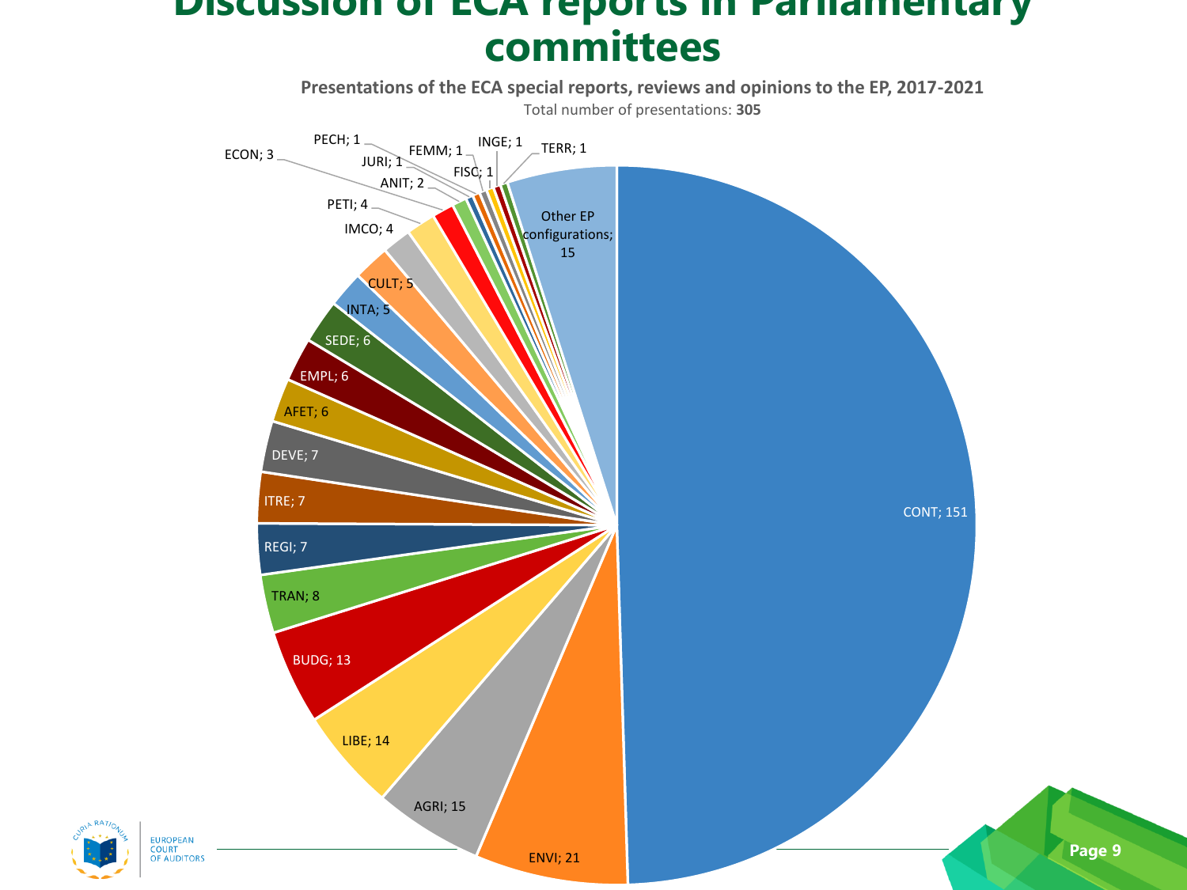# Discussion of ECA reports in Parliamentary committees

**Presentations of the ECA special reports, reviews and opinions to the EP, 2017-2021**

Total number of presentations: **305**

| Committee | Number of presentations |
|---|---|
| CONT | 151 |
| ENVI | 21 |
| AGRI | 15 |
| LIBE | 14 |
| BUDG | 13 |
| TRAN | 8 |
| REGI | 7 |
| ITRE | 7 |
| DEVE | 7 |
| AFET | 6 |
| EMPL | 6 |
| SEDE | 6 |
| INTA | 5 |
| CULT | 5 |
| IMCO | 4 |
| PETI | 4 |
| ECON | 3 |
| ANIT | 2 |
| JURI | 1 |
| PECH | 1 |
| FEMM | 1 |
| FISC | 1 |
| INGE | 1 |
| TERR | 1 |
| Other EP configurations | 15 |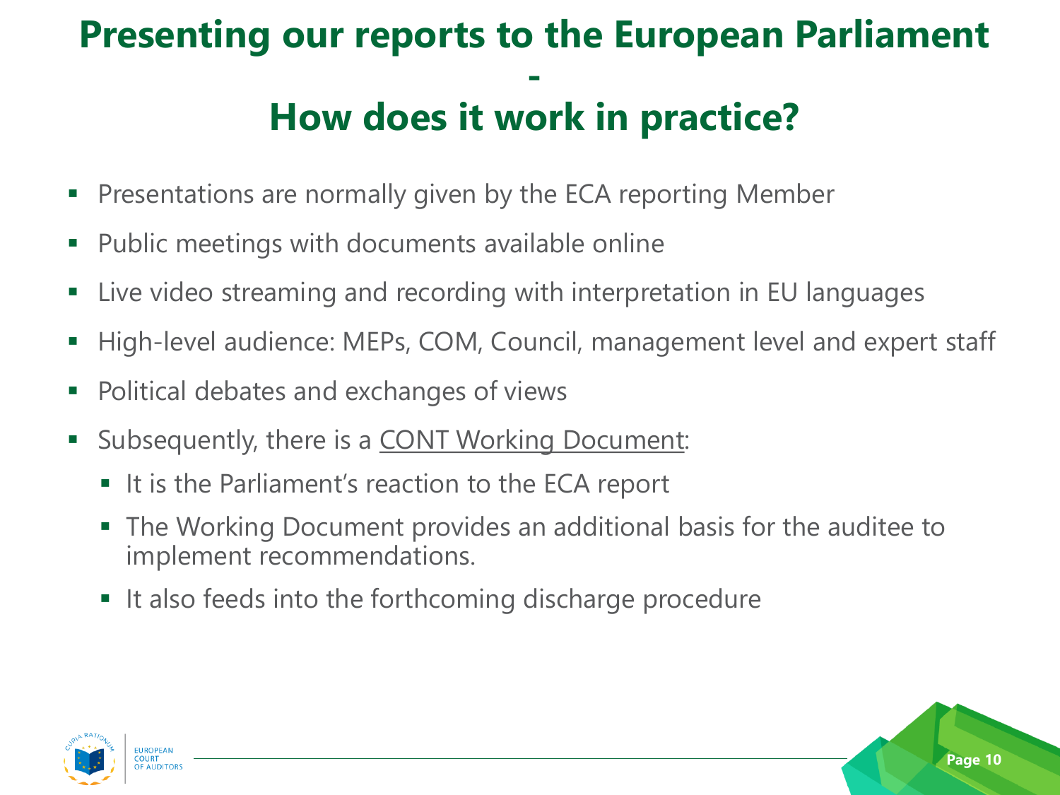# Presenting our reports to the European Parliament - How does it work in practice?

- Presentations are normally given by the ECA reporting Member
- Public meetings with documents available online
- Live video streaming and recording with interpretation in EU languages
- High-level audience: MEPs, COM, Council, management level and expert staff
- Political debates and exchanges of views
- Subsequently, there is a CONT Working Document:
  - It is the Parliament's reaction to the ECA report
  - The Working Document provides an additional basis for the auditee to implement recommendations.
  - It also feeds into the forthcoming discharge procedure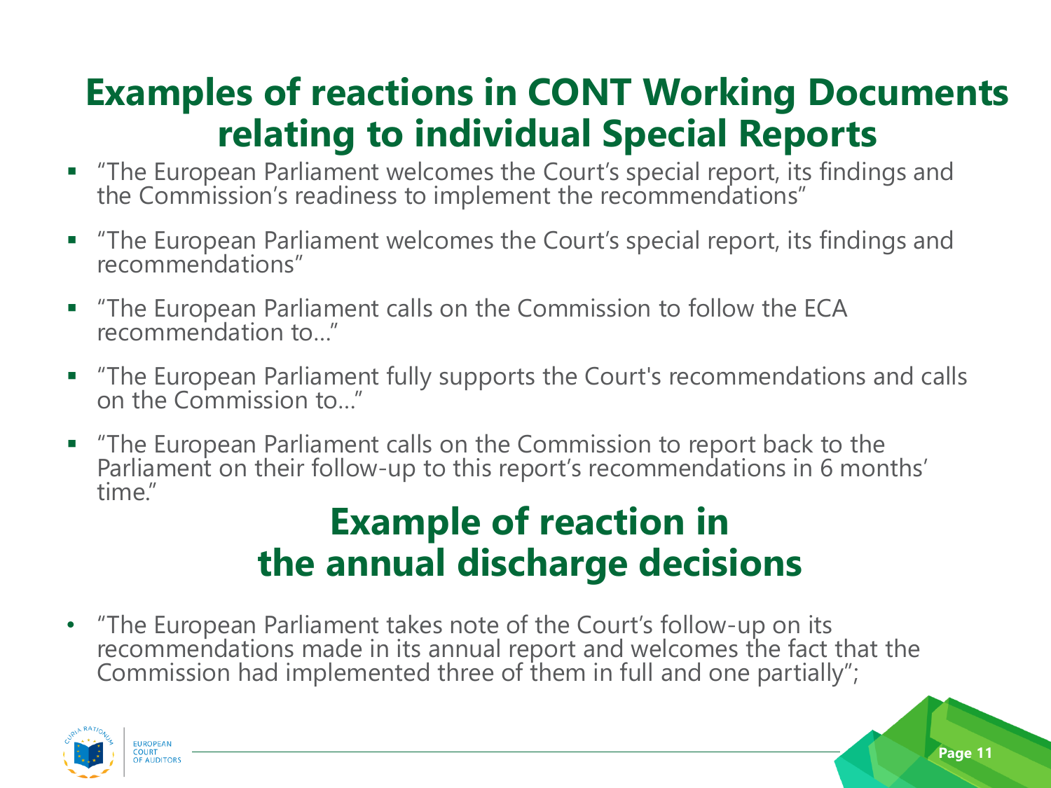# Examples of reactions in CONT Working Documents relating to individual Special Reports

- "The European Parliament welcomes the Court's special report, its findings and the Commission's readiness to implement the recommendations"
- "The European Parliament welcomes the Court's special report, its findings and recommendations"
- "The European Parliament calls on the Commission to follow the ECA recommendation to…"
- "The European Parliament fully supports the Court's recommendations and calls on the Commission to…"
- "The European Parliament calls on the Commission to report back to the Parliament on their follow-up to this report's recommendations in 6 months' time."

# Example of reaction in the annual discharge decisions

- "The European Parliament takes note of the Court's follow-up on its recommendations made in its annual report and welcomes the fact that the Commission had implemented three of them in full and one partially";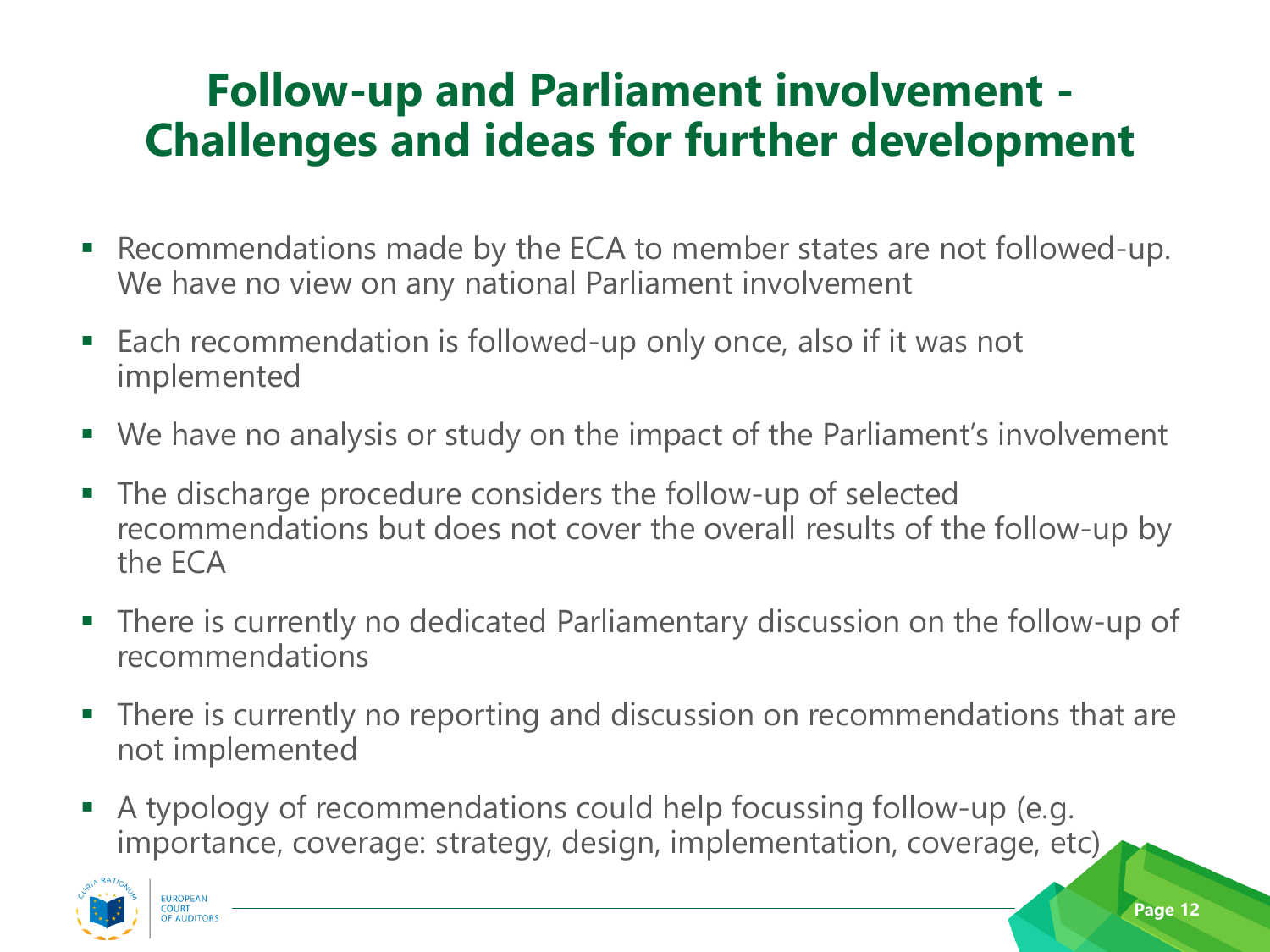# Follow-up and Parliament involvement - Challenges and ideas for further development

- Recommendations made by the ECA to member states are not followed-up. We have no view on any national Parliament involvement
- Each recommendation is followed-up only once, also if it was not implemented
- We have no analysis or study on the impact of the Parliament's involvement
- The discharge procedure considers the follow-up of selected recommendations but does not cover the overall results of the follow-up by the ECA
- There is currently no dedicated Parliamentary discussion on the follow-up of recommendations
- There is currently no reporting and discussion on recommendations that are not implemented
- A typology of recommendations could help focussing follow-up (e.g. importance, coverage: strategy, design, implementation, coverage, etc)